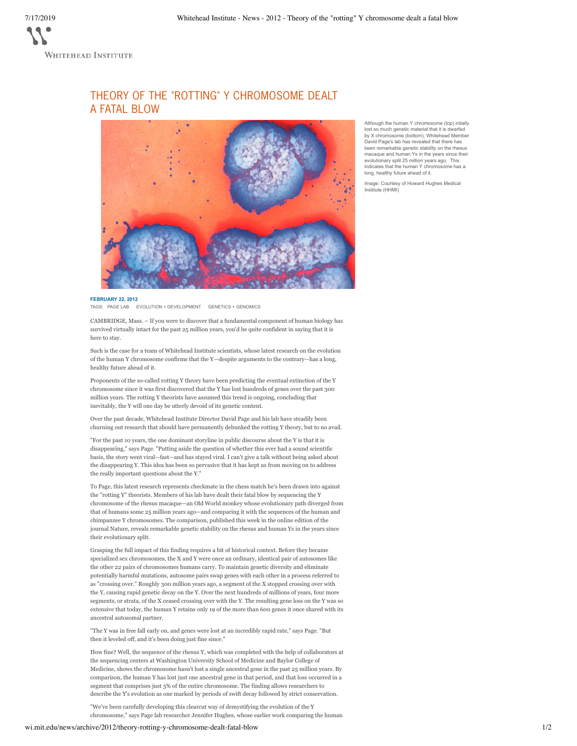# THEORY OF THE "ROTTING" Y CHROMOSOME DEALT A FATAL BLOW

Although the human Y chromosome (top) intially lost so much genetic material that it is dwarfed by X chromosome (bottom), Whitehead Member David Page's lab has revealed that there has been remarkable genetic stability on the rhesus macaque and human Ys in the years since their evolutionary split 25 million years ago. This indicates that the human Y chromosome has a long, healthy future ahead of it.

Image: Courtesy of Howard Hughes Medical Institute (HHMI)

**FEBRUARY 22, 2012**

TAGS: PAGE LAB EVOLUTION + DEVELOPMENT GENETICS + GENOMICS

CAMBRIDGE, Mass. – If you were to discover that a fundamental component of human biology has survived virtually intact for the past 25 million years, you'd be quite confident in saying that it is here to stay.

Such is the case for a team of Whitehead Institute scientists, whose latest research on the evolution of the human Y chromosome confirms that the Y—despite arguments to the contrary—has a long, healthy future ahead of it.

Proponents of the so-called rotting Y theory have been predicting the eventual extinction of the Y chromosome since it was first discovered that the Y has lost hundreds of genes over the past 300 million years. The rotting Y theorists have assumed this trend is ongoing, concluding that inevitably, the Y will one day be utterly devoid of its genetic content.

Over the past decade, Whitehead Institute Director David Page and his lab have steadily been churning out research that should have permanently debunked the rotting Y theory, but to no avail.

"For the past 10 years, the one dominant storyline in public discourse about the Y is that it is disappearing," says Page. "Putting aside the question of whether this ever had a sound scientific basis, the story went viral—fast—and has stayed viral. I can't give a talk without being asked about the disappearing Y. This idea has been so pervasive that it has kept us from moving on to address the really important questions about the Y."

To Page, this latest research represents checkmate in the chess match he's been drawn into against the "rotting Y" theorists. Members of his lab have dealt their fatal blow by sequencing the Y chromosome of the rhesus macaque—an Old World monkey whose evolutionary path diverged from that of humans some 25 million years ago—and comparing it with the sequences of the human and chimpanzee Y chromosomes. The comparison, published this week in the online edition of the journal Nature, reveals remarkable genetic stability on the rhesus and human Ys in the years since their evolutionary split.

Grasping the full impact of this finding requires a bit of historical context. Before they became specialized sex chromosomes, the X and Y were once an ordinary, identical pair of autosomes like the other 22 pairs of chromosomes humans carry. To maintain genetic diversity and eliminate potentially harmful mutations, autosome pairs swap genes with each other in a process referred to as "crossing over." Roughly 300 million years ago, a segment of the X stopped crossing over with the Y, causing rapid genetic decay on the Y. Over the next hundreds of millions of years, four more segments, or strata, of the X ceased crossing over with the Y. The resulting gene loss on the Y was so extensive that today, the human Y retains only 19 of the more than 600 genes it once shared with its ancestral autosomal partner.

"The Y was in free fall early on, and genes were lost at an incredibly rapid rate," says Page. "But then it leveled off, and it's been doing just fine since."

How fine? Well, the sequence of the rhesus Y, which was completed with the help of collaborators at the sequencing centers at Washington University School of Medicine and Baylor College of Medicine, shows the chromosome hasn't lost a single ancestral gene in the past 25 million years. By comparison, the human Y has lost just one ancestral gene in that period, and that loss occurred in a segment that comprises just 3% of the entire chromosome. The finding allows researchers to describe the Y's evolution as one marked by periods of swift decay followed by strict conservation.

"We've been carefully developing this clearcut way of demystifying the evolution of the Y chromosome," says Page lab researcher Jennifer Hughes, whose earlier work comparing the human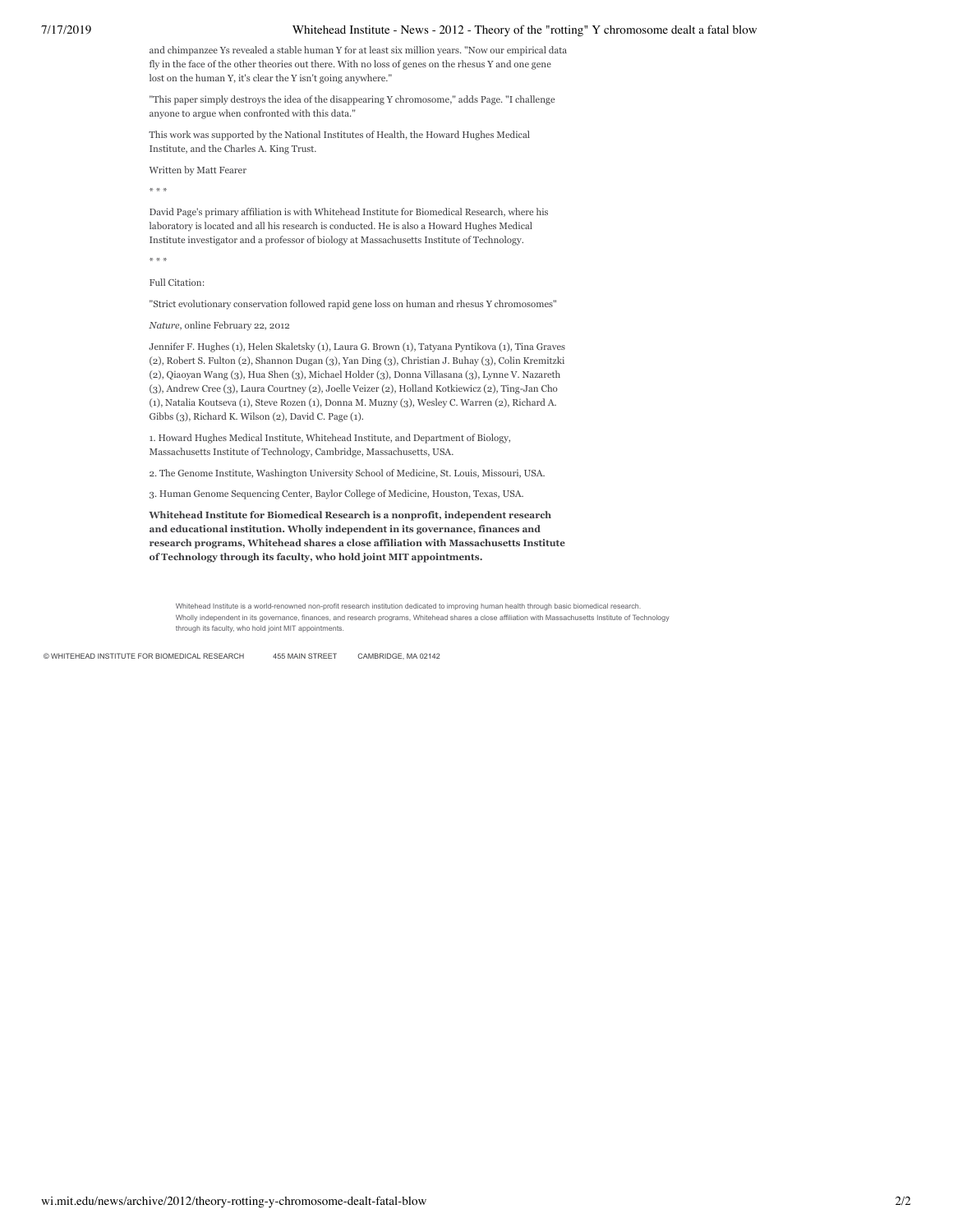and chimpanzee Ys revealed a stable human Y for at least six million years. "Now our empirical data fly in the face of the other theories out there. With no loss of genes on the rhesus Y and one gene lost on the human Y, it's clear the Y isn't going anywhere."

"This paper simply destroys the idea of the disappearing Y chromosome," adds Page. "I challenge anyone to argue when confronted with this data."

This work was supported by the National Institutes of Health, the Howard Hughes Medical Institute, and the Charles A. King Trust.

Written by Matt Fearer

* * *

David Page's primary affiliation is with Whitehead Institute for Biomedical Research, where his laboratory is located and all his research is conducted. He is also a Howard Hughes Medical Institute investigator and a professor of biology at Massachusetts Institute of Technology.

* * *

Full Citation:

"Strict evolutionary conservation followed rapid gene loss on human and rhesus Y chromosomes"

*Nature*, online February 22, 2012

Jennifer F. Hughes (1), Helen Skaletsky (1), Laura G. Brown (1), Tatyana Pyntikova (1), Tina Graves (2), Robert S. Fulton (2), Shannon Dugan (3), Yan Ding (3), Christian J. Buhay (3), Colin Kremitzki (2), Qiaoyan Wang (3), Hua Shen (3), Michael Holder (3), Donna Villasana (3), Lynne V. Nazareth (3), Andrew Cree (3), Laura Courtney (2), Joelle Veizer (2), Holland Kotkiewicz (2), Ting-Jan Cho (1), Natalia Koutseva (1), Steve Rozen (1), Donna M. Muzny (3), Wesley C. Warren (2), Richard A. Gibbs (3), Richard K. Wilson (2), David C. Page (1).

1. Howard Hughes Medical Institute, Whitehead Institute, and Department of Biology, Massachusetts Institute of Technology, Cambridge, Massachusetts, USA.

2. The Genome Institute, Washington University School of Medicine, St. Louis, Missouri, USA.

3. Human Genome Sequencing Center, Baylor College of Medicine, Houston, Texas, USA.

**Whitehead Institute for Biomedical Research is a nonprofit, independent research and educational institution. Wholly independent in its governance, finances and research programs, Whitehead shares a close affiliation with Massachusetts Institute of Technology through its faculty, who hold joint MIT appointments.**

Whitehead Institute is a world-renowned non-profit research institution dedicated to improving human health through basic biomedical research. Wholly independent in its governance, finances, and research programs, Whitehead shares a close affiliation with Massachusetts Institute of Technology through its faculty, who hold joint MIT appointments.

© WHITEHEAD INSTITUTE FOR BIOMEDICAL RESEARCH 455 MAIN STREET CAMBRIDGE, MA 02142